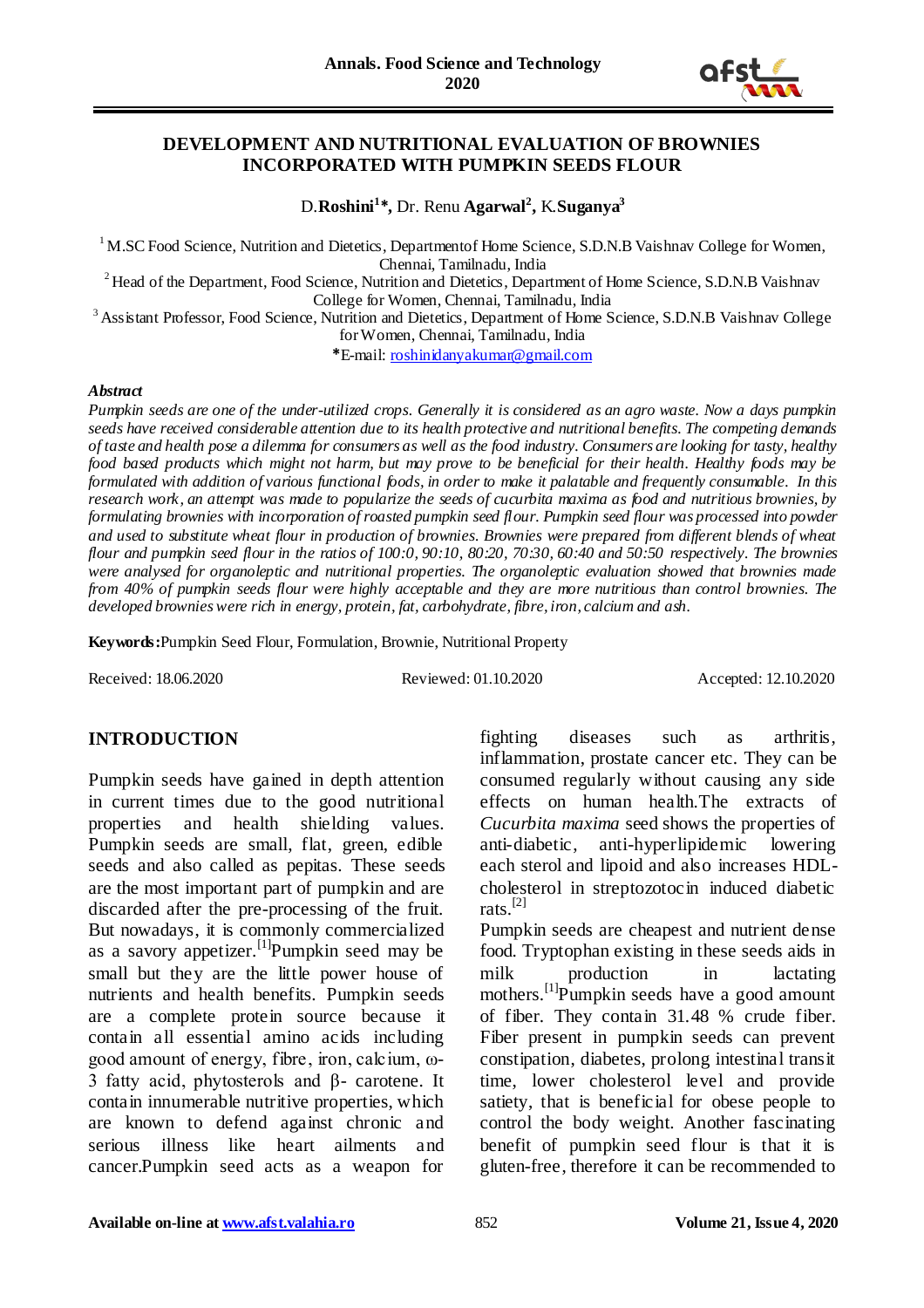# DEVELOPMENT AND NUTRITIONAL EVALUATION OF BROWNIES INCORPORATED WITH PUMPKIN SEEDS FLOUR

D.**Roshini**[1]\*, Dr. Renu **Agarwal**[2], K.**Suganya**[3]

[1] M.SC Food Science, Nutrition and Dietetics, Departmentof Home Science, S.D.N.B Vaishnav College for Women, Chennai, Tamilnadu, India

[2] Head of the Department, Food Science, Nutrition and Dietetics, Department of Home Science, S.D.N.B Vaishnav College for Women, Chennai, Tamilnadu, India

[3] Assistant Professor, Food Science, Nutrition and Dietetics, Department of Home Science, S.D.N.B Vaishnav College for Women, Chennai, Tamilnadu, India

\*E-mail: roshinidanyakumar@gmail.com

***Abstract***

*Pumpkin seeds are one of the under-utilized crops. Generally it is considered as an agro waste. Now a days pumpkin seeds have received considerable attention due to its health protective and nutritional benefits. The competing demands of taste and health pose a dilemma for consumers as well as the food industry. Consumers are looking for tasty, healthy food based products which might not harm, but may prove to be beneficial for their health. Healthy foods may be formulated with addition of various functional foods, in order to make it palatable and frequently consumable. In this research work, an attempt was made to popularize the seeds of cucurbita maxima as food and nutritious brownies, by formulating brownies with incorporation of roasted pumpkin seed flour. Pumpkin seed flour was processed into powder and used to substitute wheat flour in production of brownies. Brownies were prepared from different blends of wheat flour and pumpkin seed flour in the ratios of 100:0, 90:10, 80:20, 70:30, 60:40 and 50:50 respectively. The brownies were analysed for organoleptic and nutritional properties. The organoleptic evaluation showed that brownies made from 40% of pumpkin seeds flour were highly acceptable and they are more nutritious than control brownies. The developed brownies were rich in energy, protein, fat, carbohydrate, fibre, iron, calcium and ash.*

**Keywords:**Pumpkin Seed Flour, Formulation, Brownie, Nutritional Property

Received: 18.06.2020 Reviewed: 01.10.2020 Accepted: 12.10.2020

## INTRODUCTION

Pumpkin seeds have gained in depth attention in current times due to the good nutritional properties and health shielding values. Pumpkin seeds are small, flat, green, edible seeds and also called as pepitas. These seeds are the most important part of pumpkin and are discarded after the pre-processing of the fruit. But nowadays, it is commonly commercialized as a savory appetizer.[1]Pumpkin seed may be small but they are the little power house of nutrients and health benefits. Pumpkin seeds are a complete protein source because it contain all essential amino acids including good amount of energy, fibre, iron, calcium, ω-3 fatty acid, phytosterols and β- carotene. It contain innumerable nutritive properties, which are known to defend against chronic and serious illness like heart ailments and cancer.Pumpkin seed acts as a weapon for fighting diseases such as arthritis, inflammation, prostate cancer etc. They can be consumed regularly without causing any side effects on human health.The extracts of *Cucurbita maxima* seed shows the properties of anti-diabetic, anti-hyperlipidemic lowering each sterol and lipoid and also increases HDL-cholesterol in streptozotocin induced diabetic rats.[2]

Pumpkin seeds are cheapest and nutrient dense food. Tryptophan existing in these seeds aids in milk production in lactating mothers.[1]Pumpkin seeds have a good amount of fiber. They contain 31.48 % crude fiber. Fiber present in pumpkin seeds can prevent constipation, diabetes, prolong intestinal transit time, lower cholesterol level and provide satiety, that is beneficial for obese people to control the body weight. Another fascinating benefit of pumpkin seed flour is that it is gluten-free, therefore it can be recommended to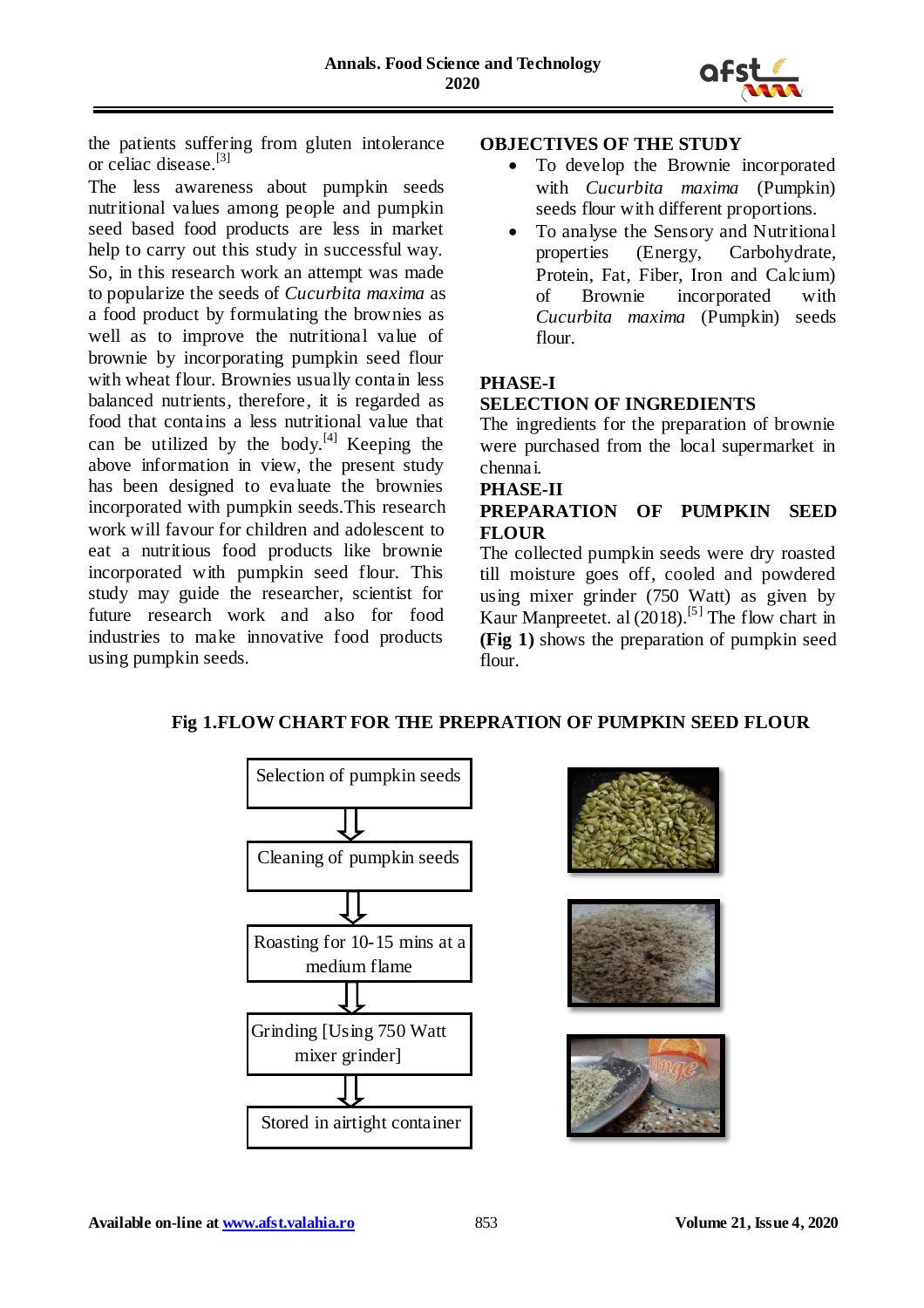the patients suffering from gluten intolerance or celiac disease.[3]

The less awareness about pumpkin seeds nutritional values among people and pumpkin seed based food products are less in market help to carry out this study in successful way. So, in this research work an attempt was made to popularize the seeds of *Cucurbita maxima* as a food product by formulating the brownies as well as to improve the nutritional value of brownie by incorporating pumpkin seed flour with wheat flour. Brownies usually contain less balanced nutrients, therefore, it is regarded as food that contains a less nutritional value that can be utilized by the body.[4] Keeping the above information in view, the present study has been designed to evaluate the brownies incorporated with pumpkin seeds.This research work will favour for children and adolescent to eat a nutritious food products like brownie incorporated with pumpkin seed flour. This study may guide the researcher, scientist for future research work and also for food industries to make innovative food products using pumpkin seeds.

## OBJECTIVES OF THE STUDY

- To develop the Brownie incorporated with *Cucurbita maxima* (Pumpkin) seeds flour with different proportions.
- To analyse the Sensory and Nutritional properties (Energy, Carbohydrate, Protein, Fat, Fiber, Iron and Calcium) of Brownie incorporated with *Cucurbita maxima* (Pumpkin) seeds flour.

## PHASE-I

## SELECTION OF INGREDIENTS

The ingredients for the preparation of brownie were purchased from the local supermarket in chennai.

## PHASE-II

## PREPARATION OF PUMPKIN SEED FLOUR

The collected pumpkin seeds were dry roasted till moisture goes off, cooled and powdered using mixer grinder (750 Watt) as given by Kaur Manpreetet. al (2018).[5] The flow chart in **(Fig 1)** shows the preparation of pumpkin seed flour.

**Fig 1.FLOW CHART FOR THE PREPRATION OF PUMPKIN SEED FLOUR**

Selection of pumpkin seeds
⇓
Cleaning of pumpkin seeds
⇓
Roasting for 10-15 mins at a medium flame
⇓
Grinding [Using 750 Watt mixer grinder]
⇓
Stored in airtight container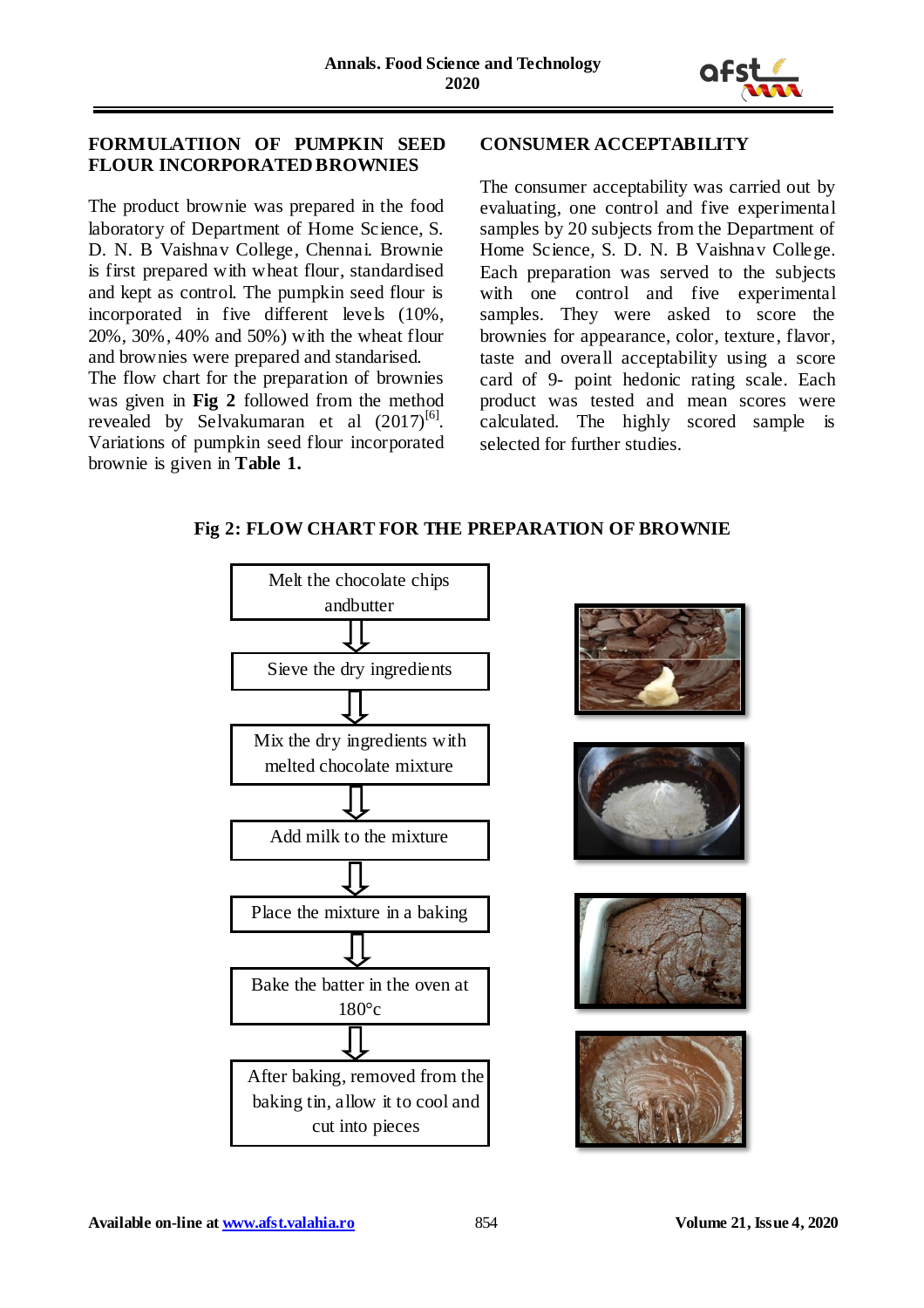## FORMULATIION OF PUMPKIN SEED FLOUR INCORPORATED BROWNIES

The product brownie was prepared in the food laboratory of Department of Home Science, S. D. N. B Vaishnav College, Chennai. Brownie is first prepared with wheat flour, standardised and kept as control. The pumpkin seed flour is incorporated in five different levels (10%, 20%, 30%, 40% and 50%) with the wheat flour and brownies were prepared and standarised.

The flow chart for the preparation of brownies was given in **Fig 2** followed from the method revealed by Selvakumaran et al (2017)[6]. Variations of pumpkin seed flour incorporated brownie is given in **Table 1.**

## CONSUMER ACCEPTABILITY

The consumer acceptability was carried out by evaluating, one control and five experimental samples by 20 subjects from the Department of Home Science, S. D. N. B Vaishnav College. Each preparation was served to the subjects with one control and five experimental samples. They were asked to score the brownies for appearance, color, texture, flavor, taste and overall acceptability using a score card of 9- point hedonic rating scale. Each product was tested and mean scores were calculated. The highly scored sample is selected for further studies.

**Fig 2: FLOW CHART FOR THE PREPARATION OF BROWNIE**

Melt the chocolate chips andbutter

⇩

Sieve the dry ingredients

⇩

Mix the dry ingredients with melted chocolate mixture

⇩

Add milk to the mixture

⇩

Place the mixture in a baking

⇩

Bake the batter in the oven at 180°c

⇩

After baking, removed from the baking tin, allow it to cool and cut into pieces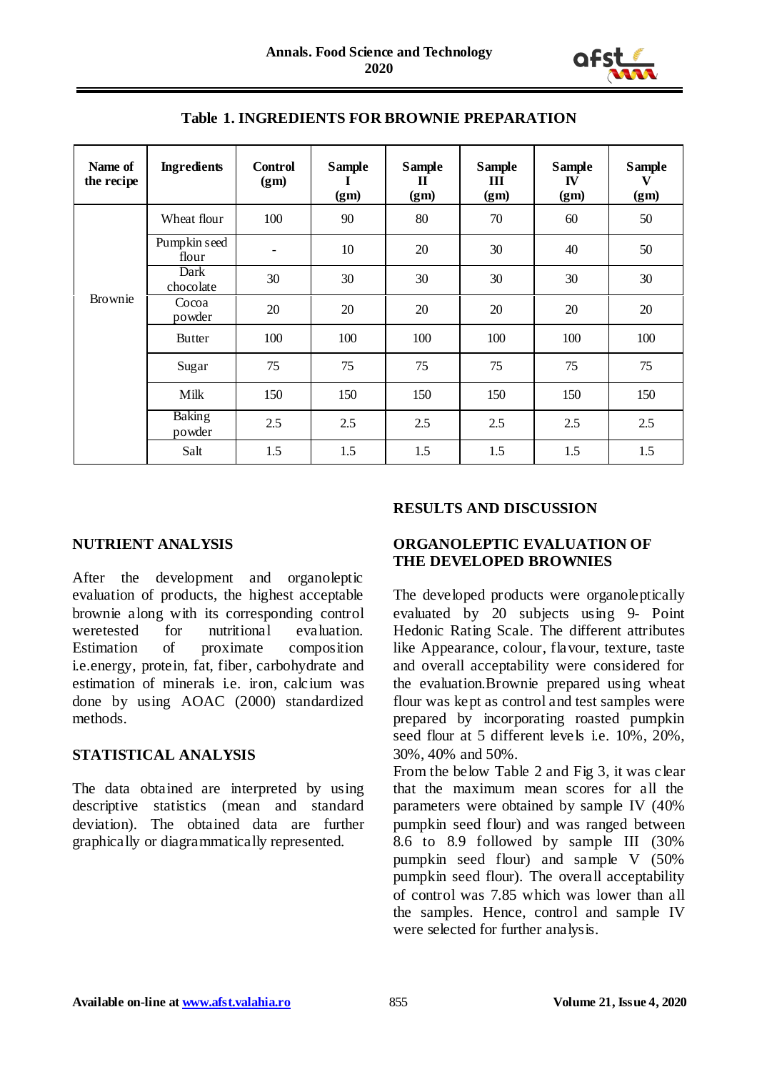**Table 1. INGREDIENTS FOR BROWNIE PREPARATION**

| Name of the recipe | Ingredients | Control (gm) | Sample I (gm) | Sample II (gm) | Sample III (gm) | Sample IV (gm) | Sample V (gm) |
|---|---|---|---|---|---|---|---|
| Brownie | Wheat flour | 100 | 90 | 80 | 70 | 60 | 50 |
| | Pumpkin seed flour | - | 10 | 20 | 30 | 40 | 50 |
| | Dark chocolate | 30 | 30 | 30 | 30 | 30 | 30 |
| | Cocoa powder | 20 | 20 | 20 | 20 | 20 | 20 |
| | Butter | 100 | 100 | 100 | 100 | 100 | 100 |
| | Sugar | 75 | 75 | 75 | 75 | 75 | 75 |
| | Milk | 150 | 150 | 150 | 150 | 150 | 150 |
| | Baking powder | 2.5 | 2.5 | 2.5 | 2.5 | 2.5 | 2.5 |
| | Salt | 1.5 | 1.5 | 1.5 | 1.5 | 1.5 | 1.5 |

## NUTRIENT ANALYSIS

After the development and organoleptic evaluation of products, the highest acceptable brownie along with its corresponding control weretested for nutritional evaluation. Estimation of proximate composition i.e.energy, protein, fat, fiber, carbohydrate and estimation of minerals i.e. iron, calcium was done by using AOAC (2000) standardized methods.

## STATISTICAL ANALYSIS

The data obtained are interpreted by using descriptive statistics (mean and standard deviation). The obtained data are further graphically or diagrammatically represented.

## RESULTS AND DISCUSSION

## ORGANOLEPTIC EVALUATION OF THE DEVELOPED BROWNIES

The developed products were organoleptically evaluated by 20 subjects using 9- Point Hedonic Rating Scale. The different attributes like Appearance, colour, flavour, texture, taste and overall acceptability were considered for the evaluation.Brownie prepared using wheat flour was kept as control and test samples were prepared by incorporating roasted pumpkin seed flour at 5 different levels i.e. 10%, 20%, 30%, 40% and 50%.

From the below Table 2 and Fig 3, it was clear that the maximum mean scores for all the parameters were obtained by sample IV (40% pumpkin seed flour) and was ranged between 8.6 to 8.9 followed by sample III (30% pumpkin seed flour) and sample V (50% pumpkin seed flour). The overall acceptability of control was 7.85 which was lower than all the samples. Hence, control and sample IV were selected for further analysis.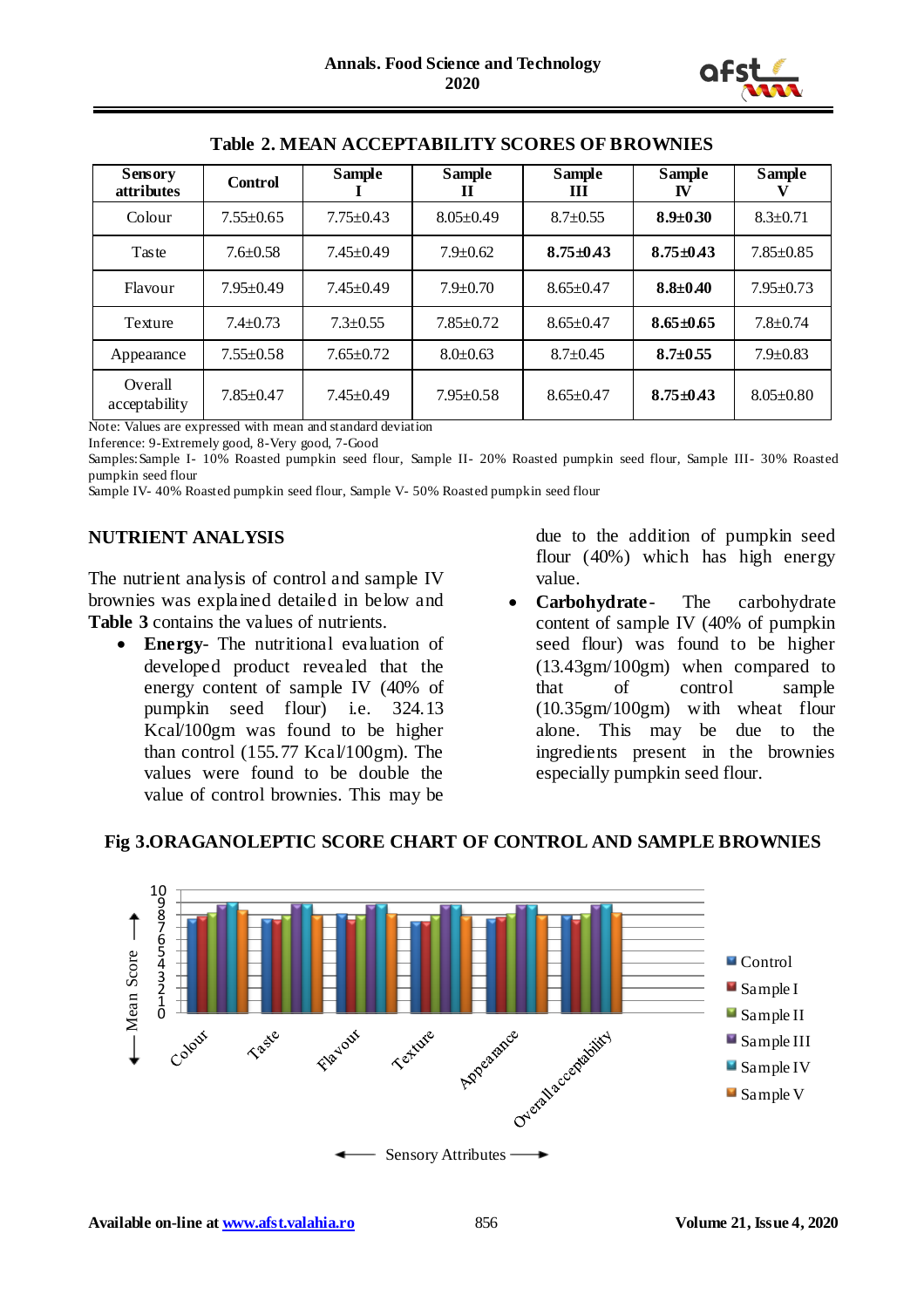**Table 2. MEAN ACCEPTABILITY SCORES OF BROWNIES**

| Sensory attributes | Control | Sample I | Sample II | Sample III | Sample IV | Sample V |
|---|---|---|---|---|---|---|
| Colour | 7.55±0.65 | 7.75±0.43 | 8.05±0.49 | 8.7±0.55 | **8.9±0.30** | 8.3±0.71 |
| Taste | 7.6±0.58 | 7.45±0.49 | 7.9±0.62 | **8.75±0.43** | **8.75±0.43** | 7.85±0.85 |
| Flavour | 7.95±0.49 | 7.45±0.49 | 7.9±0.70 | 8.65±0.47 | **8.8±0.40** | 7.95±0.73 |
| Texture | 7.4±0.73 | 7.3±0.55 | 7.85±0.72 | 8.65±0.47 | **8.65±0.65** | 7.8±0.74 |
| Appearance | 7.55±0.58 | 7.65±0.72 | 8.0±0.63 | 8.7±0.45 | **8.7±0.55** | 7.9±0.83 |
| Overall acceptability | 7.85±0.47 | 7.45±0.49 | 7.95±0.58 | 8.65±0.47 | **8.75±0.43** | 8.05±0.80 |

Note: Values are expressed with mean and standard deviation

Inference: 9-Extremely good, 8-Very good, 7-Good

Samples: Sample I- 10% Roasted pumpkin seed flour, Sample II- 20% Roasted pumpkin seed flour, Sample III- 30% Roasted pumpkin seed flour

Sample IV- 40% Roasted pumpkin seed flour, Sample V- 50% Roasted pumpkin seed flour

## NUTRIENT ANALYSIS

The nutrient analysis of control and sample IV brownies was explained detailed in below and **Table 3** contains the values of nutrients.

- **Energy**- The nutritional evaluation of developed product revealed that the energy content of sample IV (40% of pumpkin seed flour) i.e. 324.13 Kcal/100gm was found to be higher than control (155.77 Kcal/100gm). The values were found to be double the value of control brownies. This may be due to the addition of pumpkin seed flour (40%) which has high energy value.
- **Carbohydrate**- The carbohydrate content of sample IV (40% of pumpkin seed flour) was found to be higher (13.43gm/100gm) when compared to that of control sample (10.35gm/100gm) with wheat flour alone. This may be due to the ingredients present in the brownies especially pumpkin seed flour.

**Fig 3.ORAGANOLEPTIC SCORE CHART OF CONTROL AND SAMPLE BROWNIES**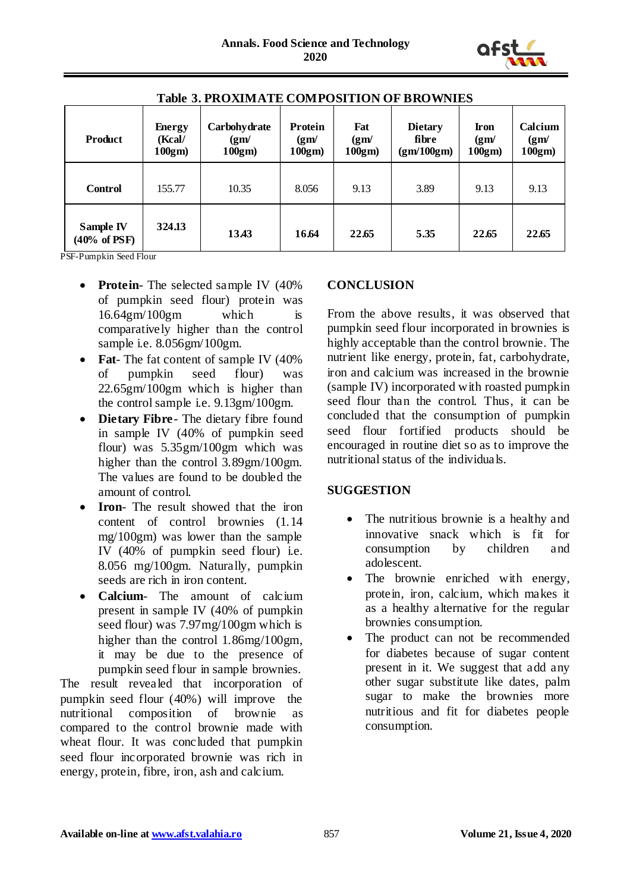**Table 3. PROXIMATE COMPOSITION OF BROWNIES**

| Product | Energy (Kcal/ 100gm) | Carbohydrate (gm/ 100gm) | Protein (gm/ 100gm) | Fat (gm/ 100gm) | Dietary fibre (gm/100gm) | Iron (gm/ 100gm) | Calcium (gm/ 100gm) |
|---|---|---|---|---|---|---|---|
| **Control** | 155.77 | 10.35 | 8.056 | 9.13 | 3.89 | 9.13 | 9.13 |
| **Sample IV (40% of PSF)** | **324.13** | **13.43** | **16.64** | **22.65** | **5.35** | **22.65** | **22.65** |

PSF-Pumpkin Seed Flour

- **Protein**- The selected sample IV (40% of pumpkin seed flour) protein was 16.64gm/100gm which is comparatively higher than the control sample i.e. 8.056gm/100gm.
- **Fat**- The fat content of sample IV (40% of pumpkin seed flour) was 22.65gm/100gm which is higher than the control sample i.e. 9.13gm/100gm.
- **Dietary Fibre**- The dietary fibre found in sample IV (40% of pumpkin seed flour) was 5.35gm/100gm which was higher than the control 3.89gm/100gm. The values are found to be doubled the amount of control.
- **Iron**- The result showed that the iron content of control brownies (1.14 mg/100gm) was lower than the sample IV (40% of pumpkin seed flour) i.e. 8.056 mg/100gm. Naturally, pumpkin seeds are rich in iron content.
- **Calcium**- The amount of calcium present in sample IV (40% of pumpkin seed flour) was 7.97mg/100gm which is higher than the control 1.86mg/100gm, it may be due to the presence of pumpkin seed flour in sample brownies.

The result revealed that incorporation of pumpkin seed flour (40%) will improve the nutritional composition of brownie as compared to the control brownie made with wheat flour. It was concluded that pumpkin seed flour incorporated brownie was rich in energy, protein, fibre, iron, ash and calcium.

## CONCLUSION

From the above results, it was observed that pumpkin seed flour incorporated in brownies is highly acceptable than the control brownie. The nutrient like energy, protein, fat, carbohydrate, iron and calcium was increased in the brownie (sample IV) incorporated with roasted pumpkin seed flour than the control. Thus, it can be concluded that the consumption of pumpkin seed flour fortified products should be encouraged in routine diet so as to improve the nutritional status of the individuals.

## SUGGESTION

- The nutritious brownie is a healthy and innovative snack which is fit for consumption by children and adolescent.
- The brownie enriched with energy, protein, iron, calcium, which makes it as a healthy alternative for the regular brownies consumption.
- The product can not be recommended for diabetes because of sugar content present in it. We suggest that add any other sugar substitute like dates, palm sugar to make the brownies more nutritious and fit for diabetes people consumption.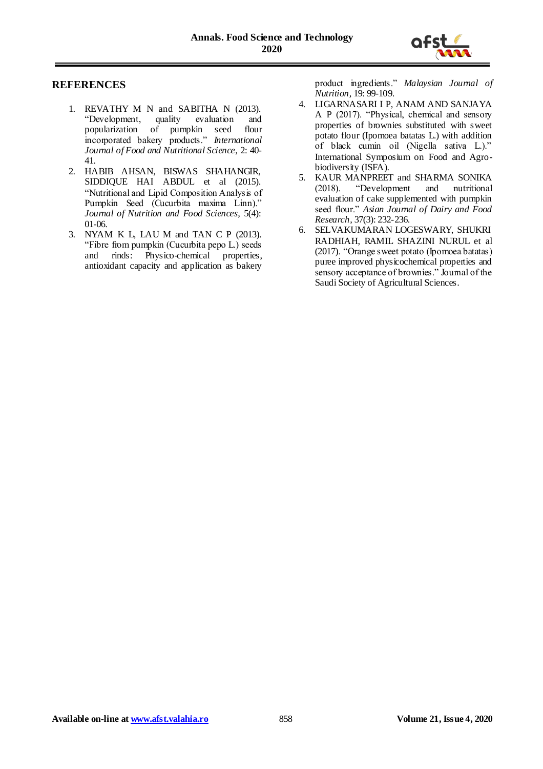## REFERENCES

1. REVATHY M N and SABITHA N (2013). "Development, quality evaluation and popularization of pumpkin seed flour incorporated bakery products." *International Journal of Food and Nutritional Science*, 2: 40-41.
2. HABIB AHSAN, BISWAS SHAHANGIR, SIDDIQUE HAI ABDUL et al (2015). "Nutritional and Lipid Composition Analysis of Pumpkin Seed (Cucurbita maxima Linn)." *Journal of Nutrition and Food Sciences*, 5(4): 01-06.
3. NYAM K L, LAU M and TAN C P (2013). "Fibre from pumpkin (Cucurbita pepo L.) seeds and rinds: Physico-chemical properties, antioxidant capacity and application as bakery product ingredients." *Malaysian Journal of Nutrition*, 19: 99-109.
4. LIGARNASARI I P, ANAM AND SANJAYA A P (2017). "Physical, chemical and sensory properties of brownies substituted with sweet potato flour (Ipomoea batatas L.) with addition of black cumin oil (Nigella sativa L.)." International Symposium on Food and Agro-biodiversity (ISFA).
5. KAUR MANPREET and SHARMA SONIKA (2018). "Development and nutritional evaluation of cake supplemented with pumpkin seed flour." *Asian Journal of Dairy and Food Research*, 37(3): 232-236.
6. SELVAKUMARAN LOGESWARY, SHUKRI RADHIAH, RAMIL SHAZINI NURUL et al (2017). "Orange sweet potato (Ipomoea batatas) puree improved physicochemical properties and sensory acceptance of brownies." Journal of the Saudi Society of Agricultural Sciences.